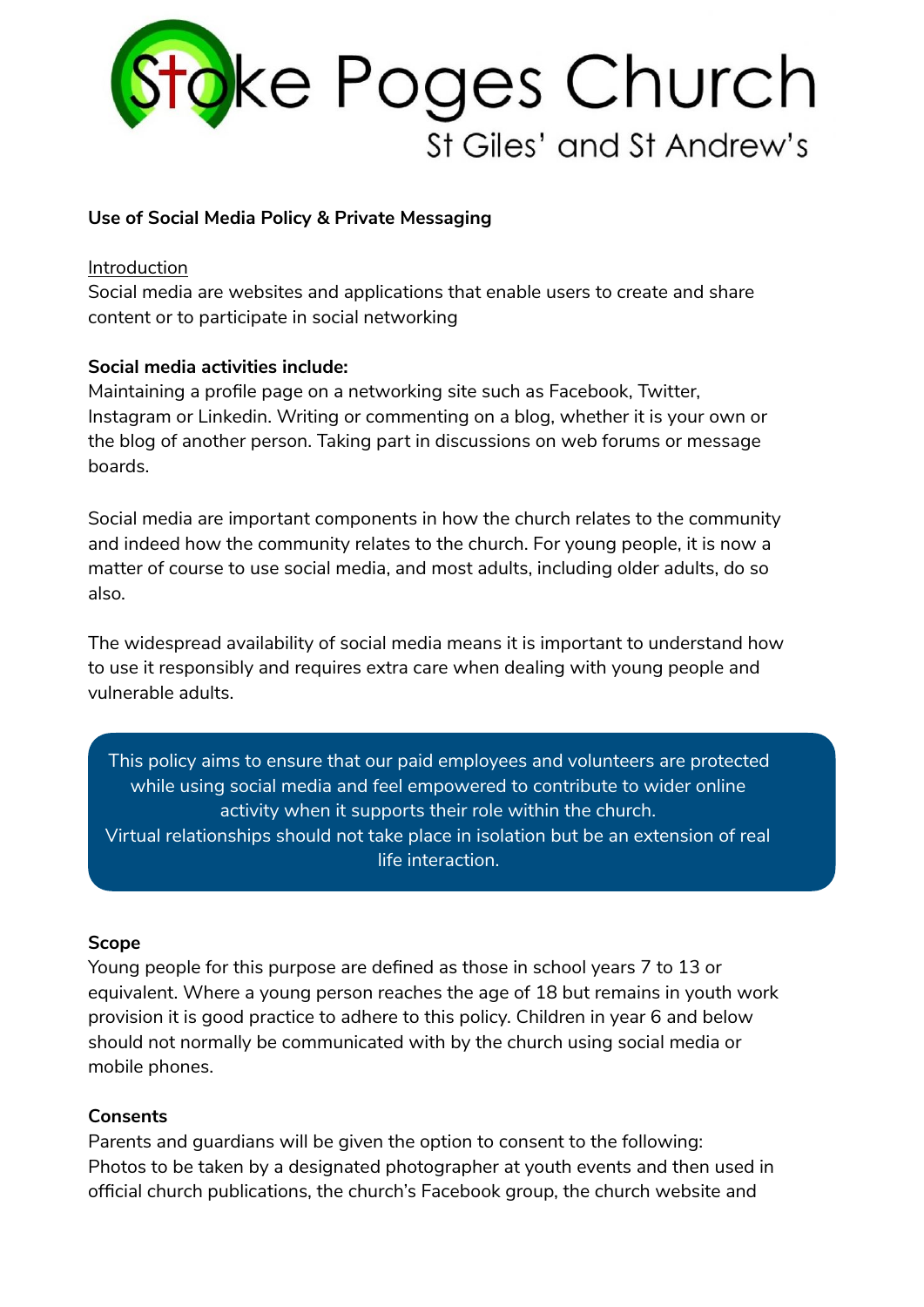# Stoke Poges Church

St Giles' and St Andrew's

**Use of Social Media Policy & Private Messaging**

Introduction

Social media are websites and applications that enable users to create and share content or to participate in social networking

**Social media activities include:**

Maintaining a profile page on a networking site such as Facebook, Twitter, Instagram or Linkedin. Writing or commenting on a blog, whether it is your own or the blog of another person. Taking part in discussions on web forums or message boards.

Social media are important components in how the church relates to the community and indeed how the community relates to the church. For young people, it is now a matter of course to use social media, and most adults, including older adults, do so also.

The widespread availability of social media means it is important to understand how to use it responsibly and requires extra care when dealing with young people and vulnerable adults.

> This policy aims to ensure that our paid employees and volunteers are protected while using social media and feel empowered to contribute to wider online activity when it supports their role within the church.
> Virtual relationships should not take place in isolation but be an extension of real life interaction.

**Scope**

Young people for this purpose are defined as those in school years 7 to 13 or equivalent. Where a young person reaches the age of 18 but remains in youth work provision it is good practice to adhere to this policy. Children in year 6 and below should not normally be communicated with by the church using social media or mobile phones.

**Consents**

Parents and guardians will be given the option to consent to the following:
Photos to be taken by a designated photographer at youth events and then used in official church publications, the church's Facebook group, the church website and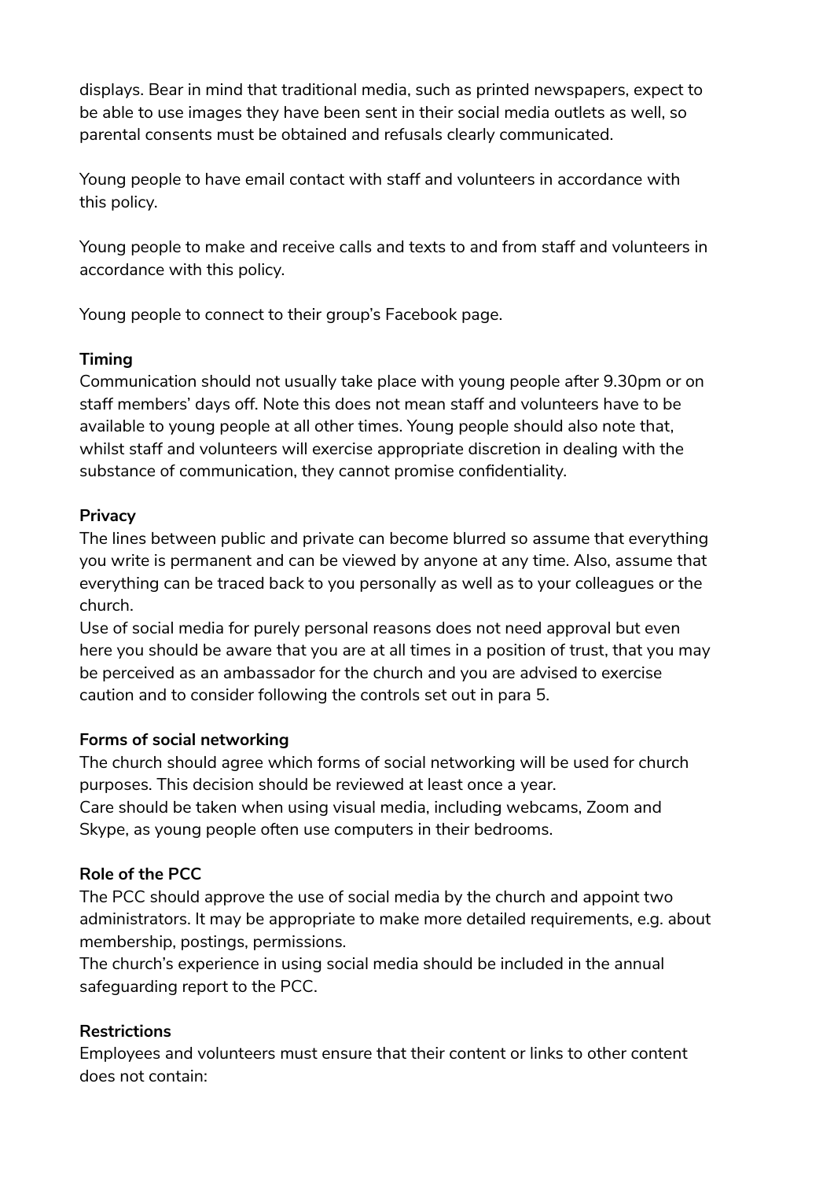displays. Bear in mind that traditional media, such as printed newspapers, expect to be able to use images they have been sent in their social media outlets as well, so parental consents must be obtained and refusals clearly communicated.

Young people to have email contact with staff and volunteers in accordance with this policy.

Young people to make and receive calls and texts to and from staff and volunteers in accordance with this policy.

Young people to connect to their group's Facebook page.

**Timing**

Communication should not usually take place with young people after 9.30pm or on staff members' days off. Note this does not mean staff and volunteers have to be available to young people at all other times. Young people should also note that, whilst staff and volunteers will exercise appropriate discretion in dealing with the substance of communication, they cannot promise confidentiality.

**Privacy**

The lines between public and private can become blurred so assume that everything you write is permanent and can be viewed by anyone at any time. Also, assume that everything can be traced back to you personally as well as to your colleagues or the church.

Use of social media for purely personal reasons does not need approval but even here you should be aware that you are at all times in a position of trust, that you may be perceived as an ambassador for the church and you are advised to exercise caution and to consider following the controls set out in para 5.

**Forms of social networking**

The church should agree which forms of social networking will be used for church purposes. This decision should be reviewed at least once a year.

Care should be taken when using visual media, including webcams, Zoom and Skype, as young people often use computers in their bedrooms.

**Role of the PCC**

The PCC should approve the use of social media by the church and appoint two administrators. It may be appropriate to make more detailed requirements, e.g. about membership, postings, permissions.

The church's experience in using social media should be included in the annual safeguarding report to the PCC.

**Restrictions**

Employees and volunteers must ensure that their content or links to other content does not contain: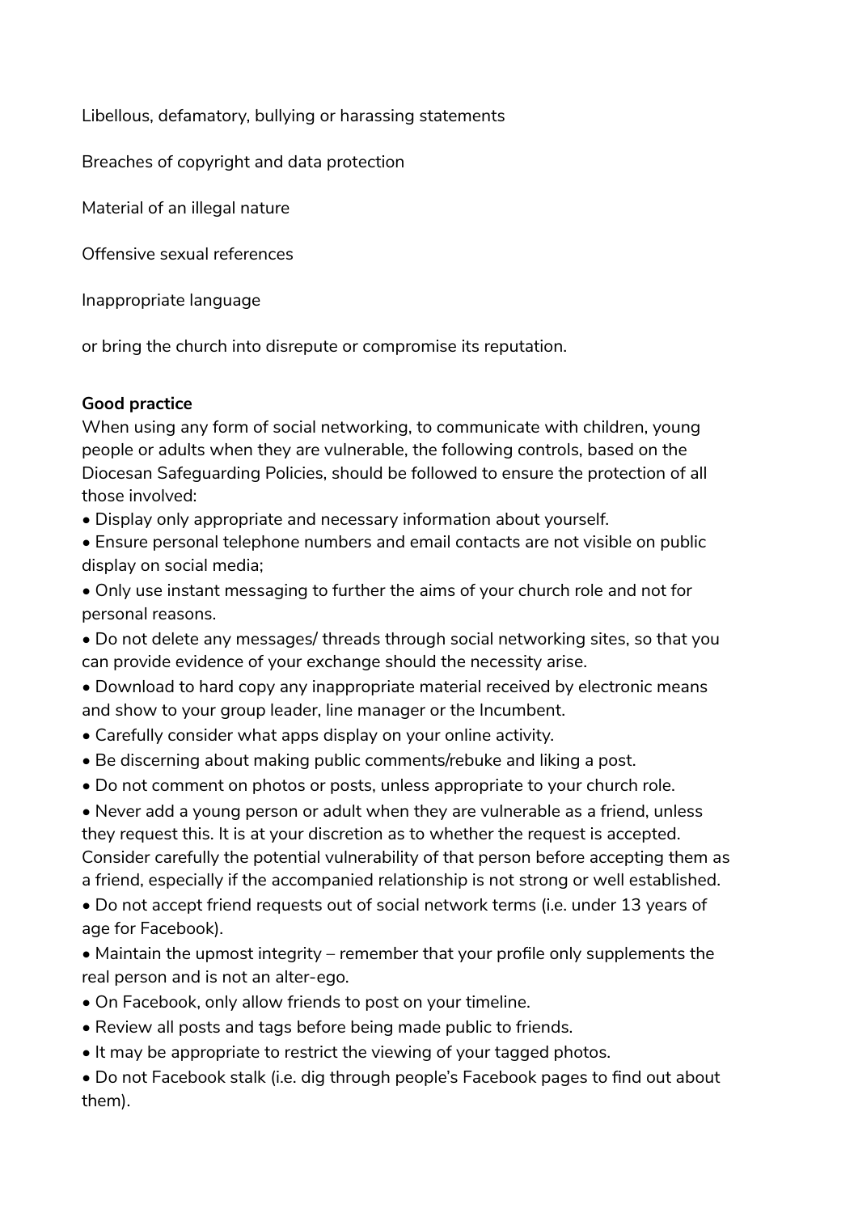Libellous, defamatory, bullying or harassing statements

Breaches of copyright and data protection

Material of an illegal nature

Offensive sexual references

Inappropriate language

or bring the church into disrepute or compromise its reputation.

**Good practice**

When using any form of social networking, to communicate with children, young people or adults when they are vulnerable, the following controls, based on the Diocesan Safeguarding Policies, should be followed to ensure the protection of all those involved:

- Display only appropriate and necessary information about yourself.
- Ensure personal telephone numbers and email contacts are not visible on public display on social media;
- Only use instant messaging to further the aims of your church role and not for personal reasons.
- Do not delete any messages/ threads through social networking sites, so that you can provide evidence of your exchange should the necessity arise.
- Download to hard copy any inappropriate material received by electronic means and show to your group leader, line manager or the Incumbent.
- Carefully consider what apps display on your online activity.
- Be discerning about making public comments/rebuke and liking a post.
- Do not comment on photos or posts, unless appropriate to your church role.
- Never add a young person or adult when they are vulnerable as a friend, unless they request this. It is at your discretion as to whether the request is accepted. Consider carefully the potential vulnerability of that person before accepting them as a friend, especially if the accompanied relationship is not strong or well established.
- Do not accept friend requests out of social network terms (i.e. under 13 years of age for Facebook).
- Maintain the upmost integrity – remember that your profile only supplements the real person and is not an alter-ego.
- On Facebook, only allow friends to post on your timeline.
- Review all posts and tags before being made public to friends.
- It may be appropriate to restrict the viewing of your tagged photos.
- Do not Facebook stalk (i.e. dig through people's Facebook pages to find out about them).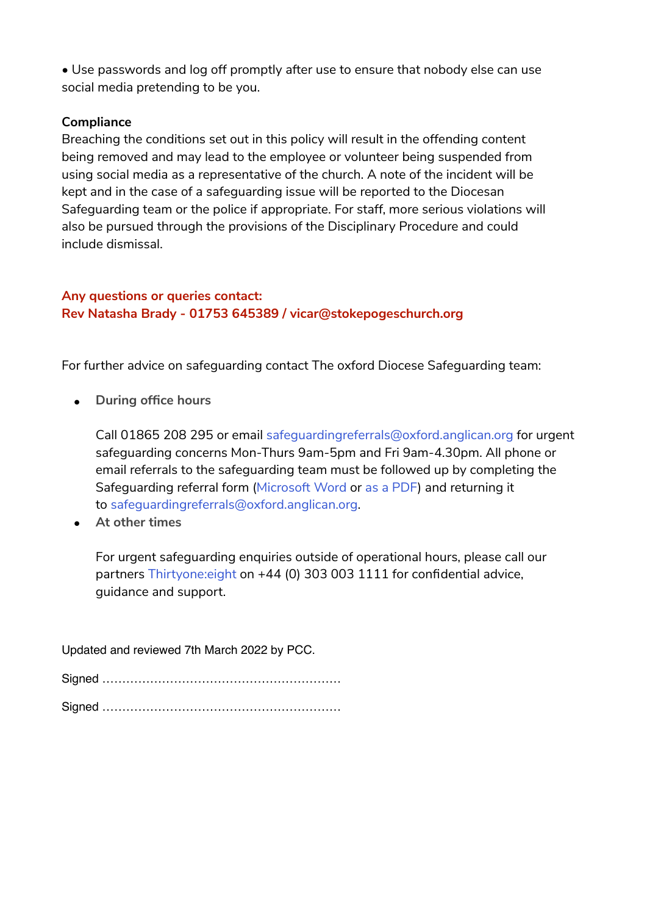• Use passwords and log off promptly after use to ensure that nobody else can use social media pretending to be you.

**Compliance**

Breaching the conditions set out in this policy will result in the offending content being removed and may lead to the employee or volunteer being suspended from using social media as a representative of the church. A note of the incident will be kept and in the case of a safeguarding issue will be reported to the Diocesan Safeguarding team or the police if appropriate. For staff, more serious violations will also be pursued through the provisions of the Disciplinary Procedure and could include dismissal.

**Any questions or queries contact:**
**Rev Natasha Brady - 01753 645389 / vicar@stokepogeschurch.org**

For further advice on safeguarding contact The oxford Diocese Safeguarding team:

- **During office hours**

  Call 01865 208 295 or email safeguardingreferrals@oxford.anglican.org for urgent safeguarding concerns Mon-Thurs 9am-5pm and Fri 9am-4.30pm. All phone or email referrals to the safeguarding team must be followed up by completing the Safeguarding referral form (Microsoft Word or as a PDF) and returning it to safeguardingreferrals@oxford.anglican.org.

- **At other times**

  For urgent safeguarding enquiries outside of operational hours, please call our partners Thirtyone:eight on +44 (0) 303 003 1111 for confidential advice, guidance and support.

Updated and reviewed 7th March 2022 by PCC.

Signed ……………………………………………………

Signed ……………………………………………………